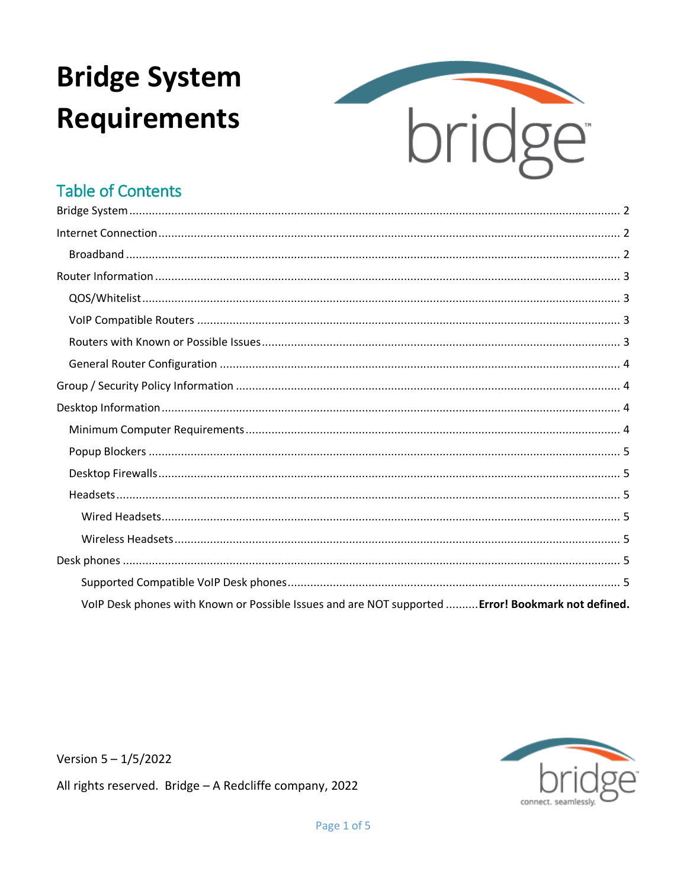# Bridge System Requirements

## Table of Contents

Bridge System ........ 2

Internet Connection ........ 2

- Broadband ........ 2

Router Information ........ 3

- QOS/Whitelist ........ 3
- VoIP Compatible Routers ........ 3
- Routers with Known or Possible Issues ........ 3
- General Router Configuration ........ 4

Group / Security Policy Information ........ 4

Desktop Information ........ 4

- Minimum Computer Requirements ........ 4
- Popup Blockers ........ 5
- Desktop Firewalls ........ 5
- Headsets ........ 5
  - Wired Headsets ........ 5
  - Wireless Headsets ........ 5

Desk phones ........ 5

- Supported Compatible VoIP Desk phones ........ 5
- VoIP Desk phones with Known or Possible Issues and are NOT supported ........ **Error! Bookmark not defined.**

Version 5 – 1/5/2022

All rights reserved. Bridge – A Redcliffe company, 2022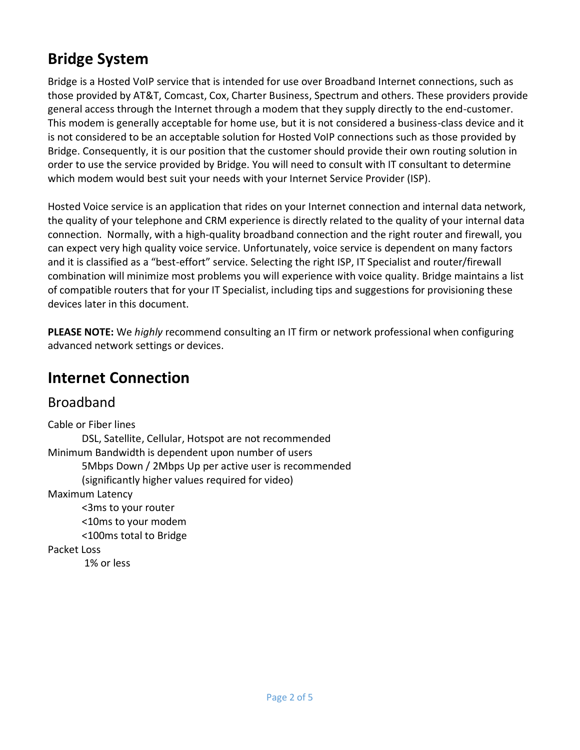# Bridge System

Bridge is a Hosted VoIP service that is intended for use over Broadband Internet connections, such as those provided by AT&T, Comcast, Cox, Charter Business, Spectrum and others. These providers provide general access through the Internet through a modem that they supply directly to the end-customer. This modem is generally acceptable for home use, but it is not considered a business-class device and it is not considered to be an acceptable solution for Hosted VoIP connections such as those provided by Bridge. Consequently, it is our position that the customer should provide their own routing solution in order to use the service provided by Bridge. You will need to consult with IT consultant to determine which modem would best suit your needs with your Internet Service Provider (ISP).

Hosted Voice service is an application that rides on your Internet connection and internal data network, the quality of your telephone and CRM experience is directly related to the quality of your internal data connection. Normally, with a high-quality broadband connection and the right router and firewall, you can expect very high quality voice service. Unfortunately, voice service is dependent on many factors and it is classified as a “best-effort” service. Selecting the right ISP, IT Specialist and router/firewall combination will minimize most problems you will experience with voice quality. Bridge maintains a list of compatible routers that for your IT Specialist, including tips and suggestions for provisioning these devices later in this document.

**PLEASE NOTE:** We *highly* recommend consulting an IT firm or network professional when configuring advanced network settings or devices.

# Internet Connection

## Broadband

Cable or Fiber lines
- DSL, Satellite, Cellular, Hotspot are not recommended

Minimum Bandwidth is dependent upon number of users
- 5Mbps Down / 2Mbps Up per active user is recommended
- (significantly higher values required for video)

Maximum Latency
- <3ms to your router
- <10ms to your modem
- <100ms total to Bridge

Packet Loss
- 1% or less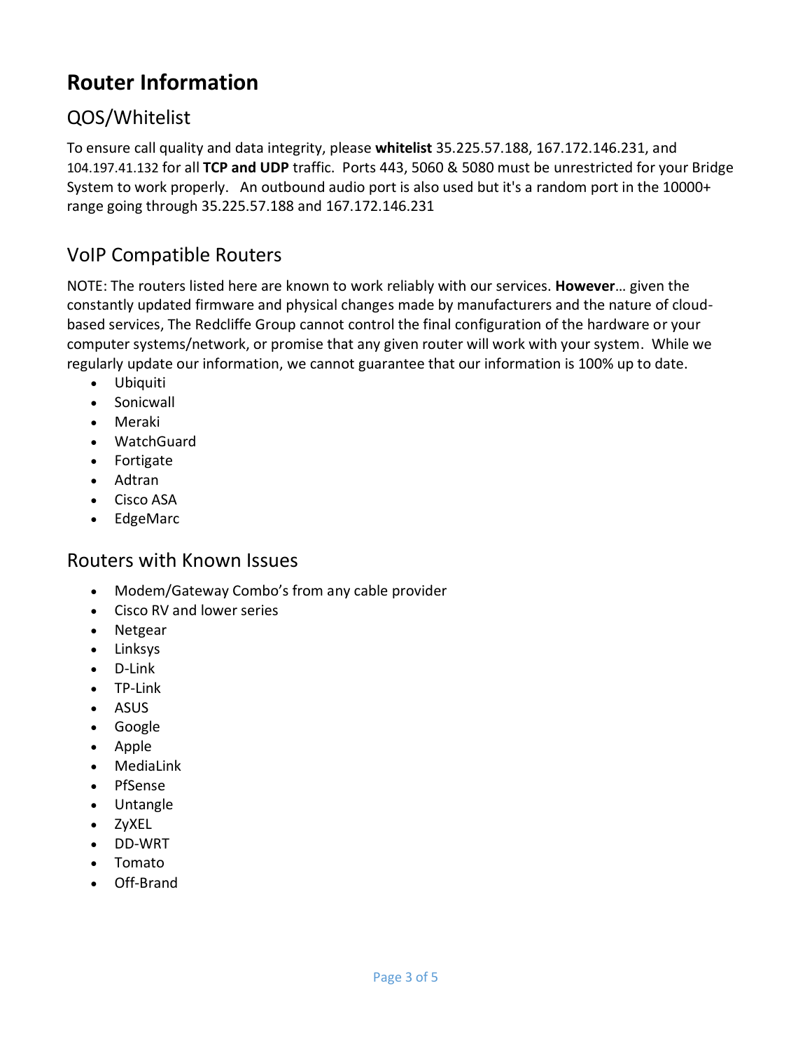# Router Information

## QOS/Whitelist

To ensure call quality and data integrity, please **whitelist** 35.225.57.188, 167.172.146.231, and 104.197.41.132 for all **TCP and UDP** traffic. Ports 443, 5060 & 5080 must be unrestricted for your Bridge System to work properly. An outbound audio port is also used but it's a random port in the 10000+ range going through 35.225.57.188 and 167.172.146.231

## VoIP Compatible Routers

NOTE: The routers listed here are known to work reliably with our services. **However**… given the constantly updated firmware and physical changes made by manufacturers and the nature of cloud-based services, The Redcliffe Group cannot control the final configuration of the hardware or your computer systems/network, or promise that any given router will work with your system. While we regularly update our information, we cannot guarantee that our information is 100% up to date.

- Ubiquiti
- Sonicwall
- Meraki
- WatchGuard
- Fortigate
- Adtran
- Cisco ASA
- EdgeMarc

## Routers with Known Issues

- Modem/Gateway Combo's from any cable provider
- Cisco RV and lower series
- Netgear
- Linksys
- D-Link
- TP-Link
- ASUS
- Google
- Apple
- MediaLink
- PfSense
- Untangle
- ZyXEL
- DD-WRT
- Tomato
- Off-Brand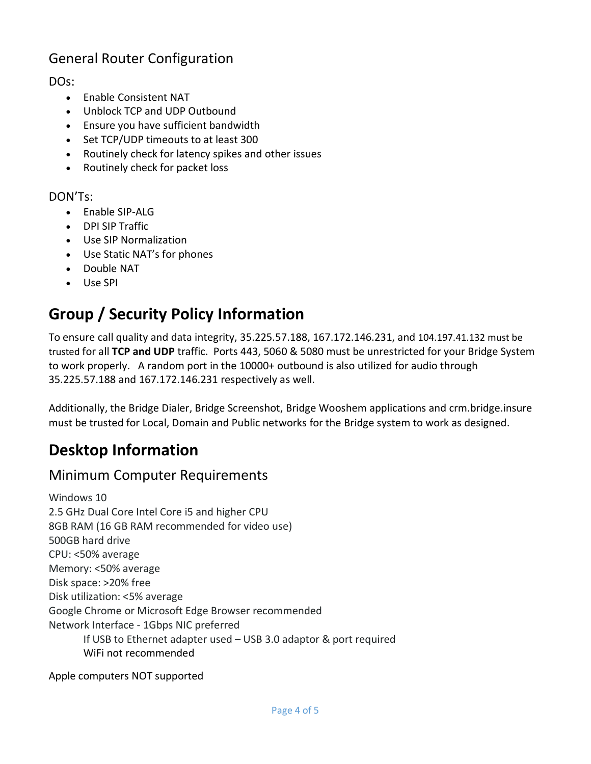### General Router Configuration

DOs:

- Enable Consistent NAT
- Unblock TCP and UDP Outbound
- Ensure you have sufficient bandwidth
- Set TCP/UDP timeouts to at least 300
- Routinely check for latency spikes and other issues
- Routinely check for packet loss

DON'Ts:

- Enable SIP-ALG
- DPI SIP Traffic
- Use SIP Normalization
- Use Static NAT's for phones
- Double NAT
- Use SPI

## Group / Security Policy Information

To ensure call quality and data integrity, 35.225.57.188, 167.172.146.231, and 104.197.41.132 must be trusted for all **TCP and UDP** traffic. Ports 443, 5060 & 5080 must be unrestricted for your Bridge System to work properly. A random port in the 10000+ outbound is also utilized for audio through 35.225.57.188 and 167.172.146.231 respectively as well.

Additionally, the Bridge Dialer, Bridge Screenshot, Bridge Wooshem applications and crm.bridge.insure must be trusted for Local, Domain and Public networks for the Bridge system to work as designed.

## Desktop Information

### Minimum Computer Requirements

Windows 10
2.5 GHz Dual Core Intel Core i5 and higher CPU
8GB RAM (16 GB RAM recommended for video use)
500GB hard drive
CPU: <50% average
Memory: <50% average
Disk space: >20% free
Disk utilization: <5% average
Google Chrome or Microsoft Edge Browser recommended
Network Interface - 1Gbps NIC preferred

    If USB to Ethernet adapter used – USB 3.0 adaptor & port required
    WiFi not recommended

Apple computers NOT supported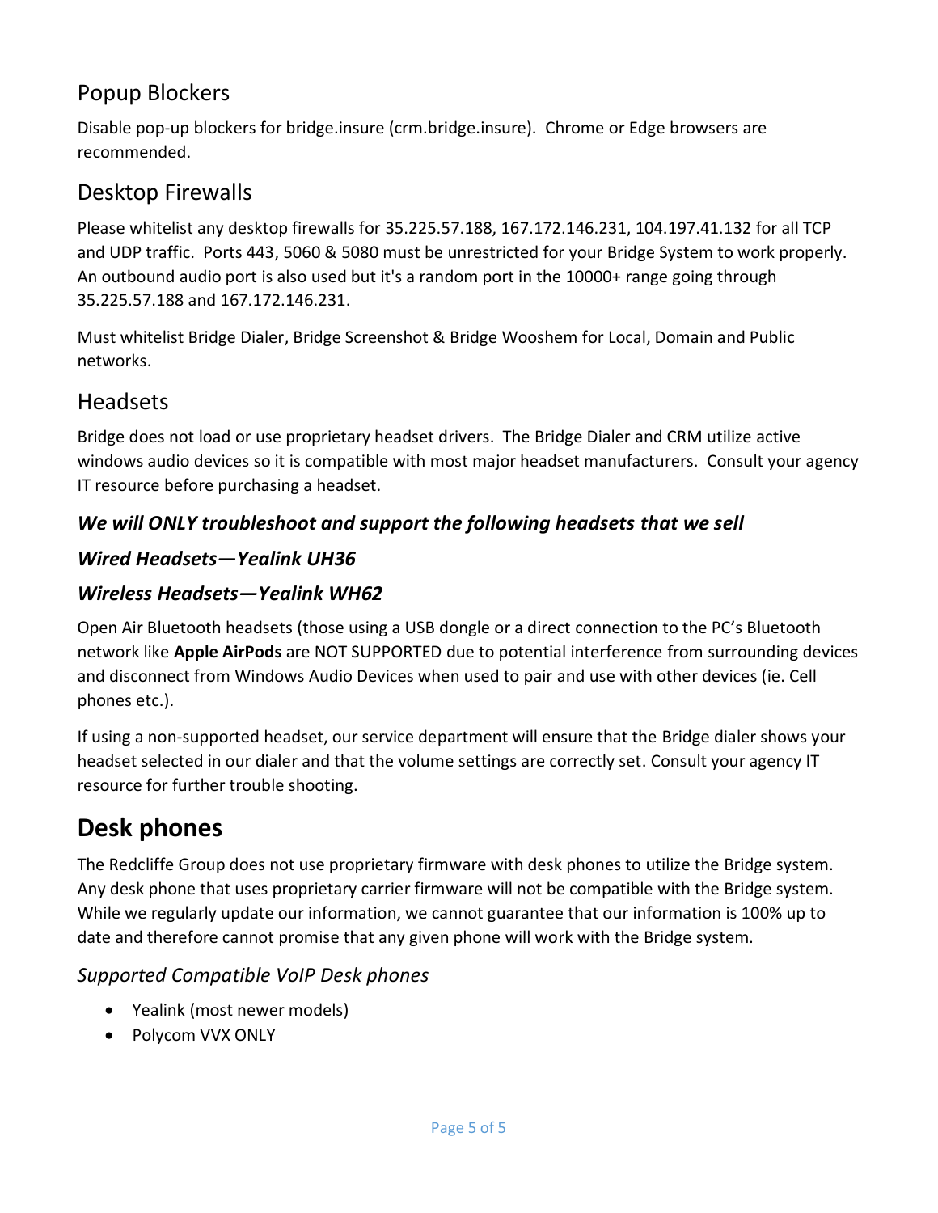## Popup Blockers

Disable pop-up blockers for bridge.insure (crm.bridge.insure). Chrome or Edge browsers are recommended.

## Desktop Firewalls

Please whitelist any desktop firewalls for 35.225.57.188, 167.172.146.231, 104.197.41.132 for all TCP and UDP traffic. Ports 443, 5060 & 5080 must be unrestricted for your Bridge System to work properly. An outbound audio port is also used but it's a random port in the 10000+ range going through 35.225.57.188 and 167.172.146.231.

Must whitelist Bridge Dialer, Bridge Screenshot & Bridge Wooshem for Local, Domain and Public networks.

## Headsets

Bridge does not load or use proprietary headset drivers. The Bridge Dialer and CRM utilize active windows audio devices so it is compatible with most major headset manufacturers. Consult your agency IT resource before purchasing a headset.

### *We will ONLY troubleshoot and support the following headsets that we sell*

### *Wired Headsets—Yealink UH36*

### *Wireless Headsets—Yealink WH62*

Open Air Bluetooth headsets (those using a USB dongle or a direct connection to the PC's Bluetooth network like **Apple AirPods** are NOT SUPPORTED due to potential interference from surrounding devices and disconnect from Windows Audio Devices when used to pair and use with other devices (ie. Cell phones etc.).

If using a non-supported headset, our service department will ensure that the Bridge dialer shows your headset selected in our dialer and that the volume settings are correctly set. Consult your agency IT resource for further trouble shooting.

# Desk phones

The Redcliffe Group does not use proprietary firmware with desk phones to utilize the Bridge system. Any desk phone that uses proprietary carrier firmware will not be compatible with the Bridge system. While we regularly update our information, we cannot guarantee that our information is 100% up to date and therefore cannot promise that any given phone will work with the Bridge system.

### *Supported Compatible VoIP Desk phones*

- Yealink (most newer models)
- Polycom VVX ONLY